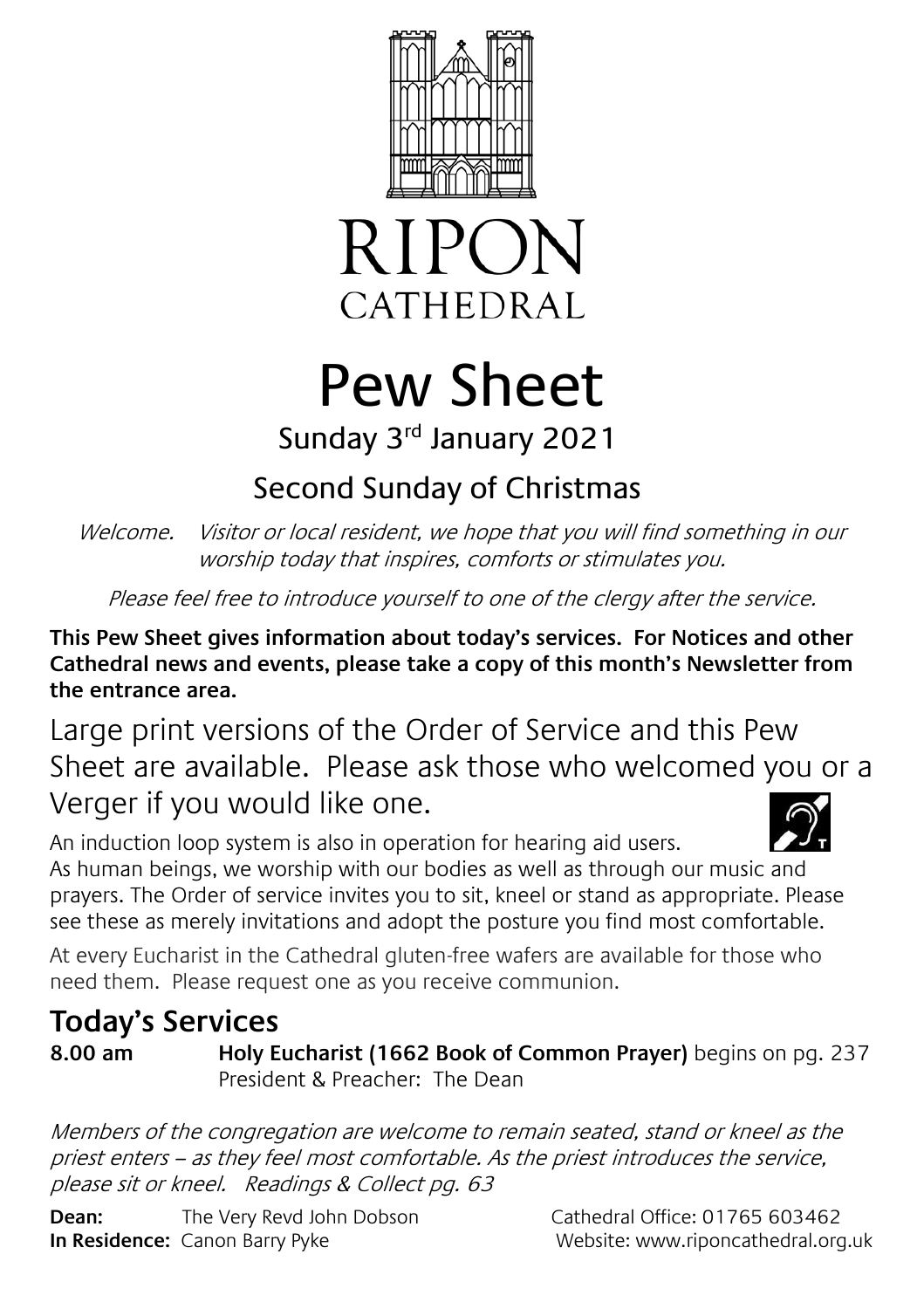# RIPON CATHEDRAL

# Pew Sheet

## Sunday 3rd January 2021

## Second Sunday of Christmas

*Welcome. Visitor or local resident, we hope that you will find something in our worship today that inspires, comforts or stimulates you.*

*Please feel free to introduce yourself to one of the clergy after the service.*

**This Pew Sheet gives information about today's services. For Notices and other Cathedral news and events, please take a copy of this month's Newsletter from the entrance area.**

Large print versions of the Order of Service and this Pew Sheet are available. Please ask those who welcomed you or a Verger if you would like one.

An induction loop system is also in operation for hearing aid users.

As human beings, we worship with our bodies as well as through our music and prayers. The Order of service invites you to sit, kneel or stand as appropriate. Please see these as merely invitations and adopt the posture you find most comfortable.

At every Eucharist in the Cathedral gluten-free wafers are available for those who need them. Please request one as you receive communion.

## Today's Services

**8.00 am** **Holy Eucharist (1662 Book of Common Prayer)** begins on pg. 237
President & Preacher: The Dean

*Members of the congregation are welcome to remain seated, stand or kneel as the priest enters – as they feel most comfortable. As the priest introduces the service, please sit or kneel. Readings & Collect pg. 63*

**Dean:** The Very Revd John Dobson
**In Residence:** Canon Barry Pyke

Cathedral Office: 01765 603462
Website: www.riponcathedral.org.uk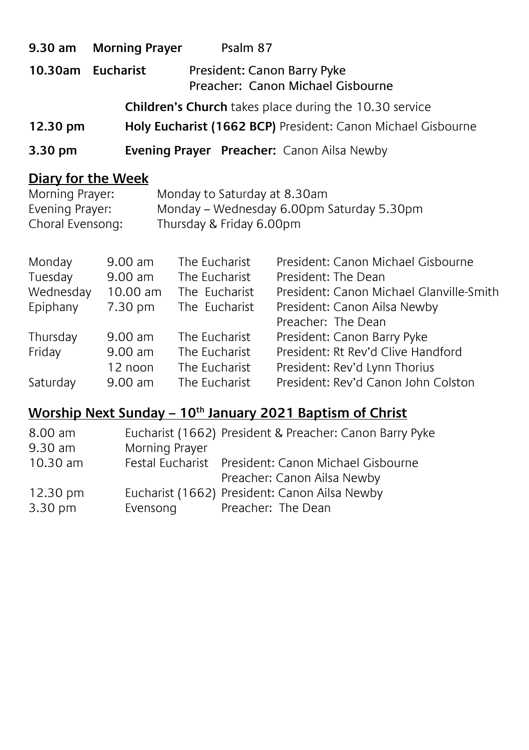**9.30 am** **Morning Prayer** Psalm 87

**10.30am** **Eucharist** President: Canon Barry Pyke
Preacher: Canon Michael Gisbourne

**Children's Church** takes place during the 10.30 service

**12.30 pm** **Holy Eucharist (1662 BCP)** President: Canon Michael Gisbourne

**3.30 pm** **Evening Prayer** **Preacher:** Canon Ailsa Newby

## Diary for the Week

| | |
|---|---|
| Morning Prayer: | Monday to Saturday at 8.30am |
| Evening Prayer: | Monday – Wednesday 6.00pm Saturday 5.30pm |
| Choral Evensong: | Thursday & Friday 6.00pm |

| | | | |
|---|---|---|---|
| Monday | 9.00 am | The Eucharist | President: Canon Michael Gisbourne |
| Tuesday | 9.00 am | The Eucharist | President: The Dean |
| Wednesday | 10.00 am | The Eucharist | President: Canon Michael Glanville-Smith |
| Epiphany | 7.30 pm | The Eucharist | President: Canon Ailsa Newby<br>Preacher: The Dean |
| Thursday | 9.00 am | The Eucharist | President: Canon Barry Pyke |
| Friday | 9.00 am | The Eucharist | President: Rt Rev'd Clive Handford |
| | 12 noon | The Eucharist | President: Rev'd Lynn Thorius |
| Saturday | 9.00 am | The Eucharist | President: Rev'd Canon John Colston |

## Worship Next Sunday – 10th January 2021 Baptism of Christ

| | | |
|---|---|---|
| 8.00 am | Eucharist (1662) | President & Preacher: Canon Barry Pyke |
| 9.30 am | Morning Prayer | |
| 10.30 am | Festal Eucharist | President: Canon Michael Gisbourne<br>Preacher: Canon Ailsa Newby |
| 12.30 pm | Eucharist (1662) | President: Canon Ailsa Newby |
| 3.30 pm | Evensong | Preacher: The Dean |